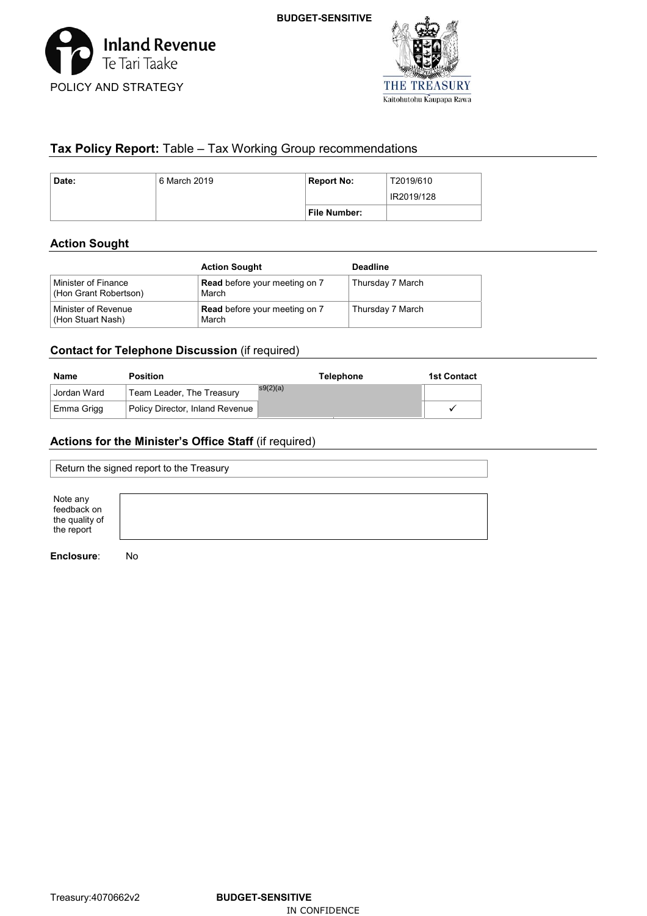BUDGET-SENSITIVE

Inland Revenue
Te Tari Taake

POLICY AND STRATEGY

THE TREASURY
Kaitohutohu Kaupapa Rawa

## Tax Policy Report: Table – Tax Working Group recommendations

| Date: | 6 March 2019 | Report No: | T2019/610<br>IR2019/128 |
|---|---|---|---|
| | | File Number: | |

## Action Sought

| | Action Sought | Deadline |
|---|---|---|
| Minister of Finance (Hon Grant Robertson) | **Read** before your meeting on 7 March | Thursday 7 March |
| Minister of Revenue (Hon Stuart Nash) | **Read** before your meeting on 7 March | Thursday 7 March |

## Contact for Telephone Discussion (if required)

| Name | Position | Telephone | 1st Contact |
|---|---|---|---|
| Jordan Ward | Team Leader, The Treasury | s9(2)(a) | |
| Emma Grigg | Policy Director, Inland Revenue | | ✓ |

## Actions for the Minister's Office Staff (if required)

Return the signed report to the Treasury

Note any feedback on the quality of the report

**Enclosure**: No

Treasury:4070662v2 **BUDGET-SENSITIVE**

IN CONFIDENCE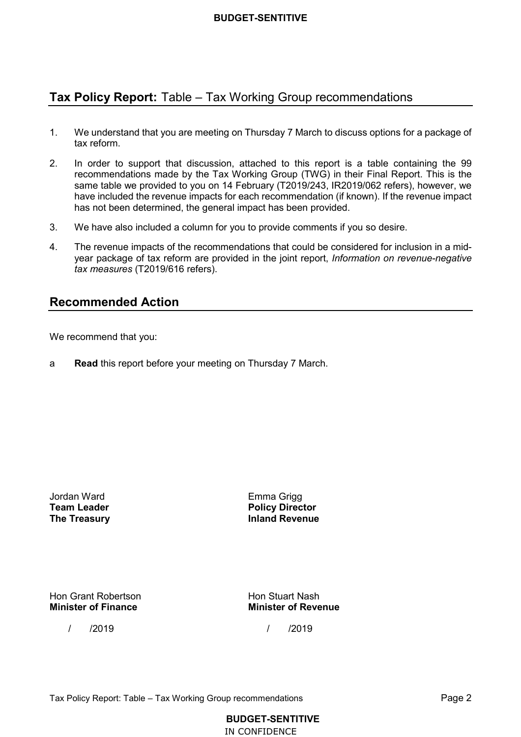## **Tax Policy Report:** Table – Tax Working Group recommendations

1. We understand that you are meeting on Thursday 7 March to discuss options for a package of tax reform.
2. In order to support that discussion, attached to this report is a table containing the 99 recommendations made by the Tax Working Group (TWG) in their Final Report. This is the same table we provided to you on 14 February (T2019/243, IR2019/062 refers), however, we have included the revenue impacts for each recommendation (if known). If the revenue impact has not been determined, the general impact has been provided.
3. We have also included a column for you to provide comments if you so desire.
4. The revenue impacts of the recommendations that could be considered for inclusion in a mid-year package of tax reform are provided in the joint report, *Information on revenue-negative tax measures* (T2019/616 refers).

## Recommended Action

We recommend that you:

a **Read** this report before your meeting on Thursday 7 March.

Jordan Ward
**Team Leader**
**The Treasury**

Emma Grigg
**Policy Director**
**Inland Revenue**

Hon Grant Robertson
**Minister of Finance**

/ /2019

Hon Stuart Nash
**Minister of Revenue**

/ /2019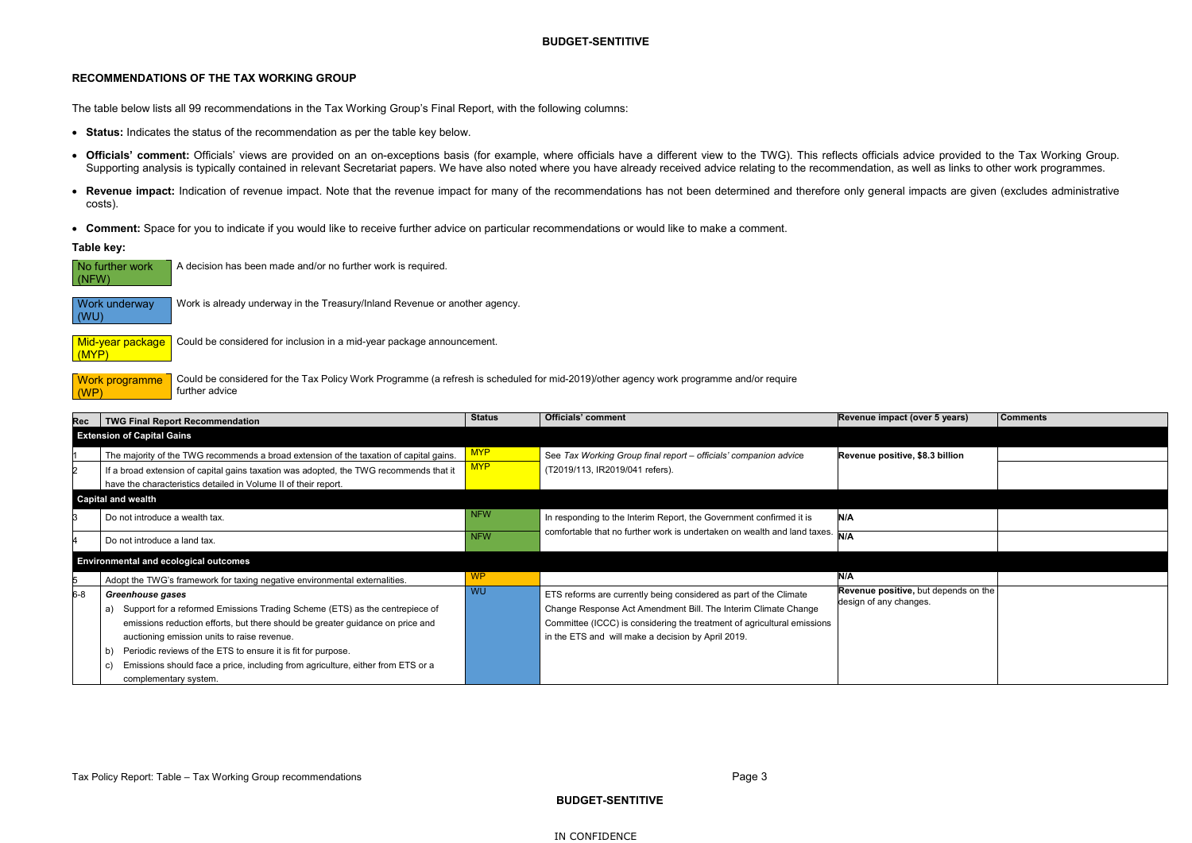## RECOMMENDATIONS OF THE TAX WORKING GROUP

The table below lists all 99 recommendations in the Tax Working Group's Final Report, with the following columns:

- **Status:** Indicates the status of the recommendation as per the table key below.
- **Officials' comment:** Officials' views are provided on an on-exceptions basis (for example, where officials have a different view to the TWG). This reflects officials advice provided to the Tax Working Group. Supporting analysis is typically contained in relevant Secretariat papers. We have also noted where you have already received advice relating to the recommendation, as well as links to other work programmes.
- **Revenue impact:** Indication of revenue impact. Note that the revenue impact for many of the recommendations has not been determined and therefore only general impacts are given (excludes administrative costs).
- **Comment:** Space for you to indicate if you would like to receive further advice on particular recommendations or would like to make a comment.

**Table key:**

| Key | Description |
|---|---|
| No further work (NFW) | A decision has been made and/or no further work is required. |
| Work underway (WU) | Work is already underway in the Treasury/Inland Revenue or another agency. |
| Mid-year package (MYP) | Could be considered for inclusion in a mid-year package announcement. |
| Work programme (WP) | Could be considered for the Tax Policy Work Programme (a refresh is scheduled for mid-2019)/other agency work programme and/or require further advice |

| Rec | TWG Final Report Recommendation | Status | Officials' comment | Revenue impact (over 5 years) | Comments |
|---|---|---|---|---|---|
| **Extension of Capital Gains** | | | | | |
| 1 | The majority of the TWG recommends a broad extension of the taxation of capital gains. | MYP | See *Tax Working Group final report – officials' companion advice* (T2019/113, IR2019/041 refers). | **Revenue positive, $8.3 billion** | |
| 2 | If a broad extension of capital gains taxation was adopted, the TWG recommends that it have the characteristics detailed in Volume II of their report. | MYP | | | |
| **Capital and wealth** | | | | | |
| 3 | Do not introduce a wealth tax. | NFW | In responding to the Interim Report, the Government confirmed it is comfortable that no further work is undertaken on wealth and land taxes. | **N/A** | |
| 4 | Do not introduce a land tax. | NFW | | **N/A** | |
| **Environmental and ecological outcomes** | | | | | |
| 5 | Adopt the TWG's framework for taxing negative environmental externalities. | WP | | **N/A** | |
| 6-8 | ***Greenhouse gases***<br>a) Support for a reformed Emissions Trading Scheme (ETS) as the centrepiece of emissions reduction efforts, but there should be greater guidance on price and auctioning emission units to raise revenue.<br>b) Periodic reviews of the ETS to ensure it is fit for purpose.<br>c) Emissions should face a price, including from agriculture, either from ETS or a complementary system. | WU | ETS reforms are currently being considered as part of the Climate Change Response Act Amendment Bill. The Interim Climate Change Committee (ICCC) is considering the treatment of agricultural emissions in the ETS and will make a decision by April 2019. | **Revenue positive,** but depends on the design of any changes. | |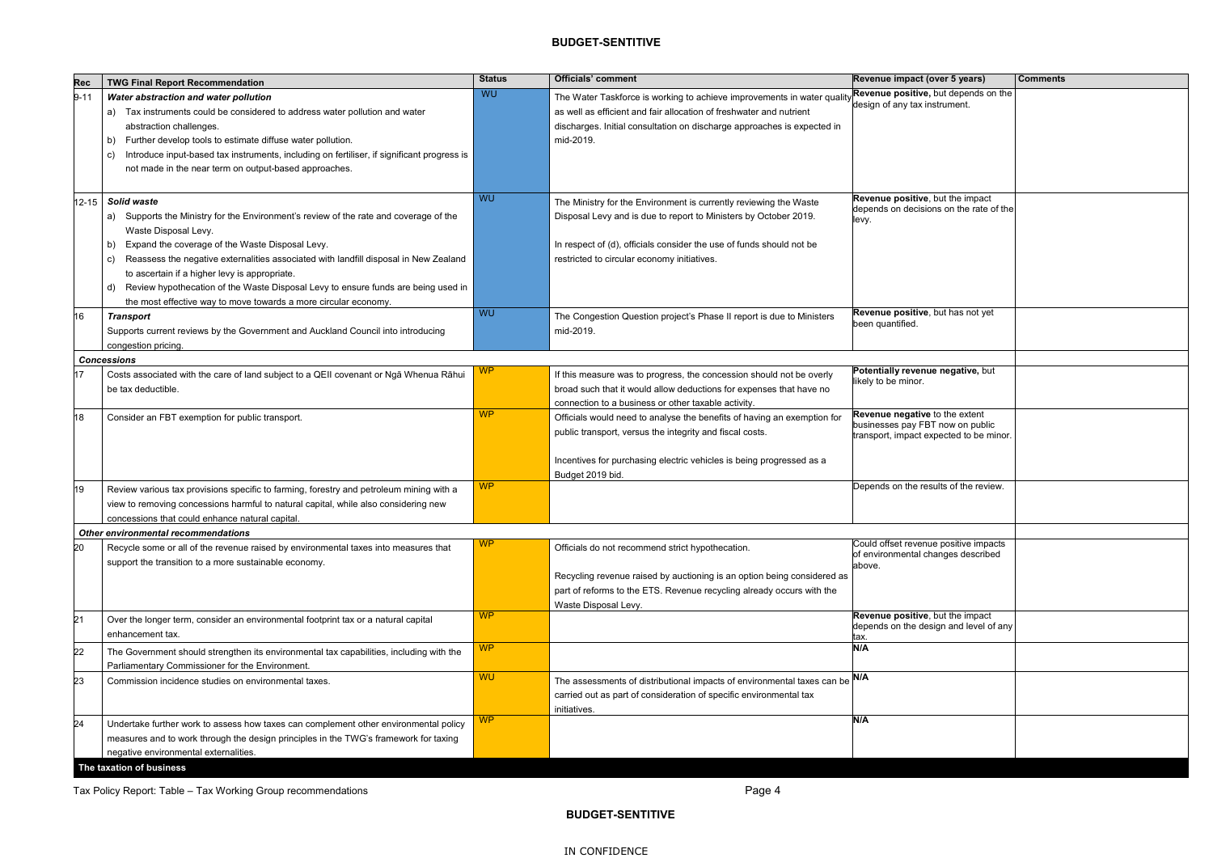| Rec | TWG Final Report Recommendation | Status | Officials' comment | Revenue impact (over 5 years) | Comments |
|---|---|---|---|---|---|
| 9-11 | ***Water abstraction and water pollution*** <br> a) Tax instruments could be considered to address water pollution and water abstraction challenges. <br> b) Further develop tools to estimate diffuse water pollution. <br> c) Introduce input-based tax instruments, including on fertiliser, if significant progress is not made in the near term on output-based approaches. | WU | The Water Taskforce is working to achieve improvements in water quality as well as efficient and fair allocation of freshwater and nutrient discharges. Initial consultation on discharge approaches is expected in mid-2019. | **Revenue positive,** but depends on the design of any tax instrument. | |
| 12-15 | ***Solid waste*** <br> a) Supports the Ministry for the Environment's review of the rate and coverage of the Waste Disposal Levy. <br> b) Expand the coverage of the Waste Disposal Levy. <br> c) Reassess the negative externalities associated with landfill disposal in New Zealand to ascertain if a higher levy is appropriate. <br> d) Review hypothecation of the Waste Disposal Levy to ensure funds are being used in the most effective way to move towards a more circular economy. | WU | The Ministry for the Environment is currently reviewing the Waste Disposal Levy and is due to report to Ministers by October 2019. <br><br> In respect of (d), officials consider the use of funds should not be restricted to circular economy initiatives. | **Revenue positive**, but the impact depends on decisions on the rate of the levy. | |
| 16 | ***Transport*** <br> Supports current reviews by the Government and Auckland Council into introducing congestion pricing. | WU | The Congestion Question project's Phase II report is due to Ministers mid-2019. | **Revenue positive**, but has not yet been quantified. | |
| ***Concessions*** | | | | | |
| 17 | Costs associated with the care of land subject to a QEII covenant or Ngā Whenua Rāhui be tax deductible. | WP | If this measure was to progress, the concession should not be overly broad such that it would allow deductions for expenses that have no connection to a business or other taxable activity. | **Potentially revenue negative,** but likely to be minor. | |
| 18 | Consider an FBT exemption for public transport. | WP | Officials would need to analyse the benefits of having an exemption for public transport, versus the integrity and fiscal costs. <br><br> Incentives for purchasing electric vehicles is being progressed as a Budget 2019 bid. | **Revenue negative** to the extent businesses pay FBT now on public transport, impact expected to be minor. | |
| 19 | Review various tax provisions specific to farming, forestry and petroleum mining with a view to removing concessions harmful to natural capital, while also considering new concessions that could enhance natural capital. | WP | | Depends on the results of the review. | |
| ***Other environmental recommendations*** | | | | | |
| 20 | Recycle some or all of the revenue raised by environmental taxes into measures that support the transition to a more sustainable economy. | WP | Officials do not recommend strict hypothecation. <br><br> Recycling revenue raised by auctioning is an option being considered as part of reforms to the ETS. Revenue recycling already occurs with the Waste Disposal Levy. | Could offset revenue positive impacts of environmental changes described above. | |
| 21 | Over the longer term, consider an environmental footprint tax or a natural capital enhancement tax. | WP | | **Revenue positive**, but the impact depends on the design and level of any tax. | |
| 22 | The Government should strengthen its environmental tax capabilities, including with the Parliamentary Commissioner for the Environment. | WP | | **N/A** | |
| 23 | Commission incidence studies on environmental taxes. | WU | The assessments of distributional impacts of environmental taxes can be carried out as part of consideration of specific environmental tax initiatives. | **N/A** | |
| 24 | Undertake further work to assess how taxes can complement other environmental policy measures and to work through the design principles in the TWG's framework for taxing negative environmental externalities. | WP | | **N/A** | |
| **The taxation of business** | | | | | |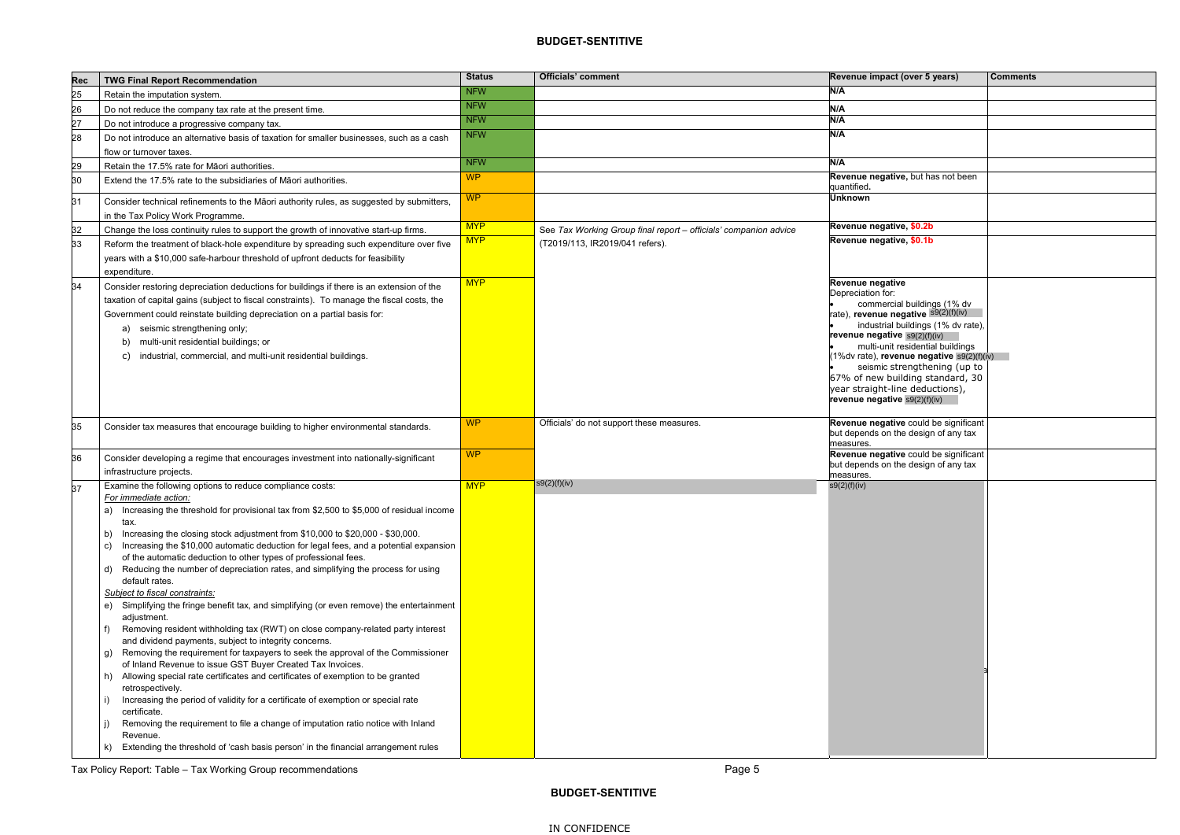| Rec | TWG Final Report Recommendation | Status | Officials' comment | Revenue impact (over 5 years) | Comments |
|---|---|---|---|---|---|
| 25 | Retain the imputation system. | NFW | | **N/A** | |
| 26 | Do not reduce the company tax rate at the present time. | NFW | | **N/A** | |
| 27 | Do not introduce a progressive company tax. | NFW | | **N/A** | |
| 28 | Do not introduce an alternative basis of taxation for smaller businesses, such as a cash flow or turnover taxes. | NFW | | **N/A** | |
| 29 | Retain the 17.5% rate for Māori authorities. | NFW | | **N/A** | |
| 30 | Extend the 17.5% rate to the subsidiaries of Māori authorities. | WP | | **Revenue negative,** but has not been quantified**.** | |
| 31 | Consider technical refinements to the Māori authority rules, as suggested by submitters, in the Tax Policy Work Programme. | WP | | **Unknown** | |
| 32 | Change the loss continuity rules to support the growth of innovative start-up firms. | MYP | See *Tax Working Group final report – officials' companion advice* (T2019/113, IR2019/041 refers). | **Revenue negative, $0.2b** | |
| 33 | Reform the treatment of black-hole expenditure by spreading such expenditure over five years with a $10,000 safe-harbour threshold of upfront deducts for feasibility expenditure. | MYP | | **Revenue negative, $0.1b** | |
| 34 | Consider restoring depreciation deductions for buildings if there is an extension of the taxation of capital gains (subject to fiscal constraints). To manage the fiscal costs, the Government could reinstate building depreciation on a partial basis for:<br>a) seismic strengthening only;<br>b) multi-unit residential buildings; or<br>c) industrial, commercial, and multi-unit residential buildings. | MYP | | **Revenue negative**<br>Depreciation for:<br>• commercial buildings (1% dv rate), **revenue negative** s9(2)(f)(iv)<br>• industrial buildings (1% dv rate), **revenue negative** s9(2)(f)(iv)<br>• multi-unit residential buildings (1%dv rate), **revenue negative** s9(2)(f)(iv)<br>• seismic strengthening (up to 67% of new building standard, 30 year straight-line deductions), **revenue negative** s9(2)(f)(iv) | |
| 35 | Consider tax measures that encourage building to higher environmental standards. | WP | Officials' do not support these measures. | **Revenue negative** could be significant but depends on the design of any tax measures. | |
| 36 | Consider developing a regime that encourages investment into nationally-significant infrastructure projects. | WP | | **Revenue negative** could be significant but depends on the design of any tax measures. | |
| 37 | Examine the following options to reduce compliance costs:<br>*For immediate action:*<br>a) Increasing the threshold for provisional tax from $2,500 to $5,000 of residual income tax.<br>b) Increasing the closing stock adjustment from $10,000 to $20,000 - $30,000.<br>c) Increasing the $10,000 automatic deduction for legal fees, and a potential expansion of the automatic deduction to other types of professional fees.<br>d) Reducing the number of depreciation rates, and simplifying the process for using default rates.<br>*Subject to fiscal constraints:*<br>e) Simplifying the fringe benefit tax, and simplifying (or even remove) the entertainment adjustment.<br>f) Removing resident withholding tax (RWT) on close company-related party interest and dividend payments, subject to integrity concerns.<br>g) Removing the requirement for taxpayers to seek the approval of the Commissioner of Inland Revenue to issue GST Buyer Created Tax Invoices.<br>h) Allowing special rate certificates and certificates of exemption to be granted retrospectively.<br>i) Increasing the period of validity for a certificate of exemption or special rate certificate.<br>j) Removing the requirement to file a change of imputation ratio notice with Inland Revenue.<br>k) Extending the threshold of 'cash basis person' in the financial arrangement rules | MYP | s9(2)(f)(iv) | s9(2)(f)(iv) | |

Tax Policy Report: Table – Tax Working Group recommendations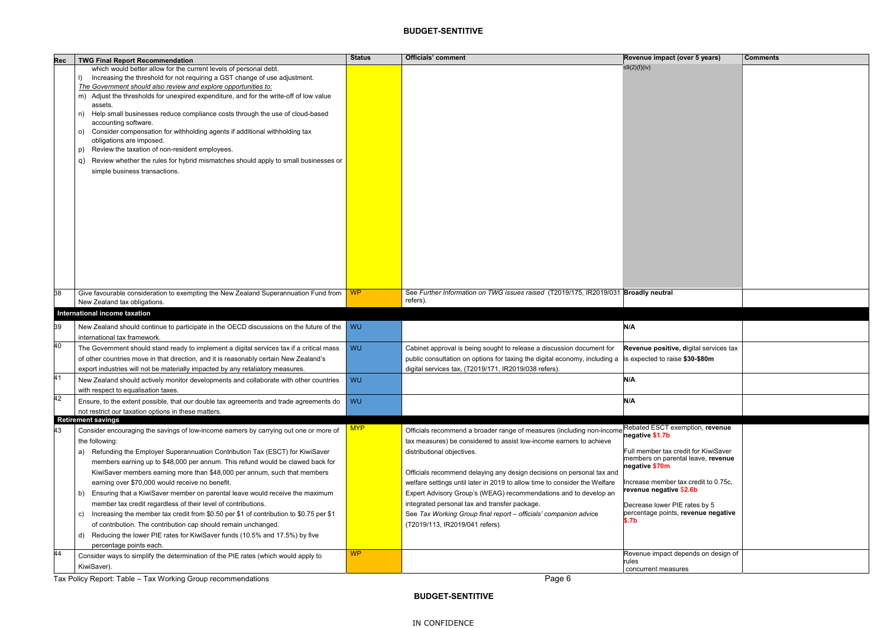**BUDGET-SENTITIVE**

| Rec | TWG Final Report Recommendation | Status | Officials' comment | Revenue impact (over 5 years) | Comments |
|---|---|---|---|---|---|
| | which would better allow for the current levels of personal debt.<br>l) Increasing the threshold for not requiring a GST change of use adjustment.<br>*The Government should also review and explore opportunities to:*<br>m) Adjust the thresholds for unexpired expenditure, and for the write-off of low value assets.<br>n) Help small businesses reduce compliance costs through the use of cloud-based accounting software.<br>o) Consider compensation for withholding agents if additional withholding tax obligations are imposed.<br>p) Review the taxation of non-resident employees.<br>q) Review whether the rules for hybrid mismatches should apply to small businesses or simple business transactions. | | | s9(2)(f)(iv) | |
| 38 | Give favourable consideration to exempting the New Zealand Superannuation Fund from New Zealand tax obligations. | WP | See *Further Information on TWG issues raised* (T2019/175, IR2019/031 refers). | **Broadly neutral** | |
| **International income taxation** | | | | | |
| 39 | New Zealand should continue to participate in the OECD discussions on the future of the international tax framework. | WU | | **N/A** | |
| 40 | The Government should stand ready to implement a digital services tax if a critical mass of other countries move in that direction, and it is reasonably certain New Zealand's export industries will not be materially impacted by any retaliatory measures. | WU | Cabinet approval is being sought to release a discussion document for public consultation on options for taxing the digital economy, including a digital services tax, (T2019/171, IR2019/038 refers). | **Revenue positive, d**igital services tax is expected to raise **$30-$80m** | |
| 41 | New Zealand should actively monitor developments and collaborate with other countries with respect to equalisation taxes. | WU | | **N/A** | |
| 42 | Ensure, to the extent possible, that our double tax agreements and trade agreements do not restrict our taxation options in these matters. | WU | | **N/A** | |
| **Retirement savings** | | | | | |
| 43 | Consider encouraging the savings of low-income earners by carrying out one or more of the following:<br>a) Refunding the Employer Superannuation Contribution Tax (ESCT) for KiwiSaver members earning up to $48,000 per annum. This refund would be clawed back for KiwiSaver members earning more than $48,000 per annum, such that members earning over $70,000 would receive no benefit.<br>b) Ensuring that a KiwiSaver member on parental leave would receive the maximum member tax credit regardless of their level of contributions.<br>c) Increasing the member tax credit from $0.50 per $1 of contribution to $0.75 per $1 of contribution. The contribution cap should remain unchanged.<br>d) Reducing the lower PIE rates for KiwiSaver funds (10.5% and 17.5%) by five percentage points each. | MYP | Officials recommend a broader range of measures (including non-income tax measures) be considered to assist low-income earners to achieve distributional objectives.<br><br>Officials recommend delaying any design decisions on personal tax and welfare settings until later in 2019 to allow time to consider the Welfare Expert Advisory Group's (WEAG) recommendations and to develop an integrated personal tax and transfer package.<br>See *Tax Working Group final report – officials' companion advice* (T2019/113, IR2019/041 refers). | Rebated ESCT exemption, **revenue negative $1.7b**<br><br>Full member tax credit for KiwiSaver members on parental leave, **revenue negative $70m**<br><br>Increase member tax credit to 0.75c, **revenue negative $2.6b**<br><br>Decrease lower PIE rates by 5 percentage points, **revenue negative $.7b** | |
| 44 | Consider ways to simplify the determination of the PIE rates (which would apply to KiwiSaver). | WP | | Revenue impact depends on design of rules<br>concurrent measures | |

Tax Policy Report: Table – Tax Working Group recommendations

**BUDGET-SENTITIVE**

IN CONFIDENCE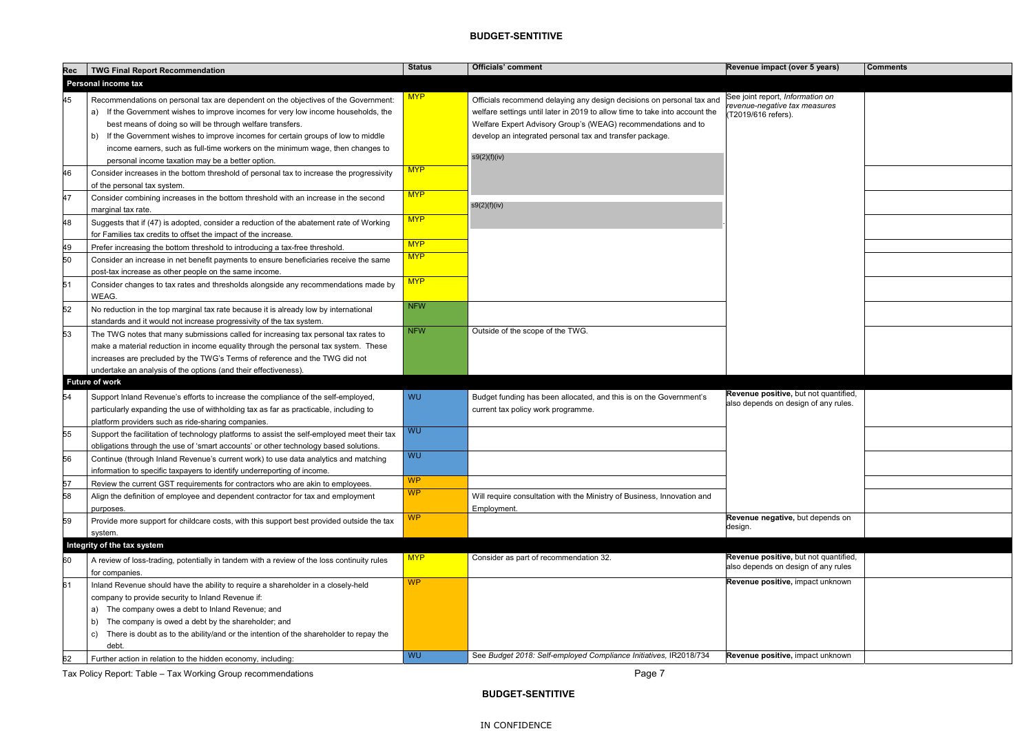| Rec | TWG Final Report Recommendation | Status | Officials' comment | Revenue impact (over 5 years) | Comments |
|---|---|---|---|---|---|
| **Personal income tax** | | | | | |
| 45 | Recommendations on personal tax are dependent on the objectives of the Government:<br>a) If the Government wishes to improve incomes for very low income households, the best means of doing so will be through welfare transfers.<br>b) If the Government wishes to improve incomes for certain groups of low to middle income earners, such as full-time workers on the minimum wage, then changes to personal income taxation may be a better option. | MYP | Officials recommend delaying any design decisions on personal tax and welfare settings until later in 2019 to allow time to take into account the Welfare Expert Advisory Group's (WEAG) recommendations and to develop an integrated personal tax and transfer package.<br><br>s9(2)(f)(iv)<br><br>s9(2)(f)(iv) | See joint report, *Information on revenue-negative tax measures* (T2019/616 refers). | |
| 46 | Consider increases in the bottom threshold of personal tax to increase the progressivity of the personal tax system. | MYP | | | |
| 47 | Consider combining increases in the bottom threshold with an increase in the second marginal tax rate. | MYP | | | |
| 48 | Suggests that if (47) is adopted, consider a reduction of the abatement rate of Working for Families tax credits to offset the impact of the increase. | MYP | | | |
| 49 | Prefer increasing the bottom threshold to introducing a tax-free threshold. | MYP | | | |
| 50 | Consider an increase in net benefit payments to ensure beneficiaries receive the same post-tax increase as other people on the same income. | MYP | | | |
| 51 | Consider changes to tax rates and thresholds alongside any recommendations made by WEAG. | MYP | | | |
| 52 | No reduction in the top marginal tax rate because it is already low by international standards and it would not increase progressivity of the tax system. | NFW | | | |
| 53 | The TWG notes that many submissions called for increasing tax personal tax rates to make a material reduction in income equality through the personal tax system. These increases are precluded by the TWG's Terms of reference and the TWG did not undertake an analysis of the options (and their effectiveness). | NFW | Outside of the scope of the TWG. | | |
| **Future of work** | | | | | |
| 54 | Support Inland Revenue's efforts to increase the compliance of the self-employed, particularly expanding the use of withholding tax as far as practicable, including to platform providers such as ride-sharing companies. | WU | Budget funding has been allocated, and this is on the Government's current tax policy work programme. | **Revenue positive,** but not quantified, also depends on design of any rules. | |
| 55 | Support the facilitation of technology platforms to assist the self-employed meet their tax obligations through the use of 'smart accounts' or other technology based solutions. | WU | | | |
| 56 | Continue (through Inland Revenue's current work) to use data analytics and matching information to specific taxpayers to identify underreporting of income. | WU | | | |
| 57 | Review the current GST requirements for contractors who are akin to employees. | WP | | | |
| 58 | Align the definition of employee and dependent contractor for tax and employment purposes. | WP | Will require consultation with the Ministry of Business, Innovation and Employment. | | |
| 59 | Provide more support for childcare costs, with this support best provided outside the tax system. | WP | | **Revenue negative,** but depends on design. | |
| **Integrity of the tax system** | | | | | |
| 60 | A review of loss-trading, potentially in tandem with a review of the loss continuity rules for companies. | MYP | Consider as part of recommendation 32. | **Revenue positive,** but not quantified, also depends on design of any rules | |
| 61 | Inland Revenue should have the ability to require a shareholder in a closely-held company to provide security to Inland Revenue if:<br>a) The company owes a debt to Inland Revenue; and<br>b) The company is owed a debt by the shareholder; and<br>c) There is doubt as to the ability/and or the intention of the shareholder to repay the debt. | WP | | **Revenue positive,** impact unknown | |
| 62 | Further action in relation to the hidden economy, including: | WU | See *Budget 2018: Self-employed Compliance Initiatives,* IR2018/734 | **Revenue positive,** impact unknown | |

Tax Policy Report: Table – Tax Working Group recommendations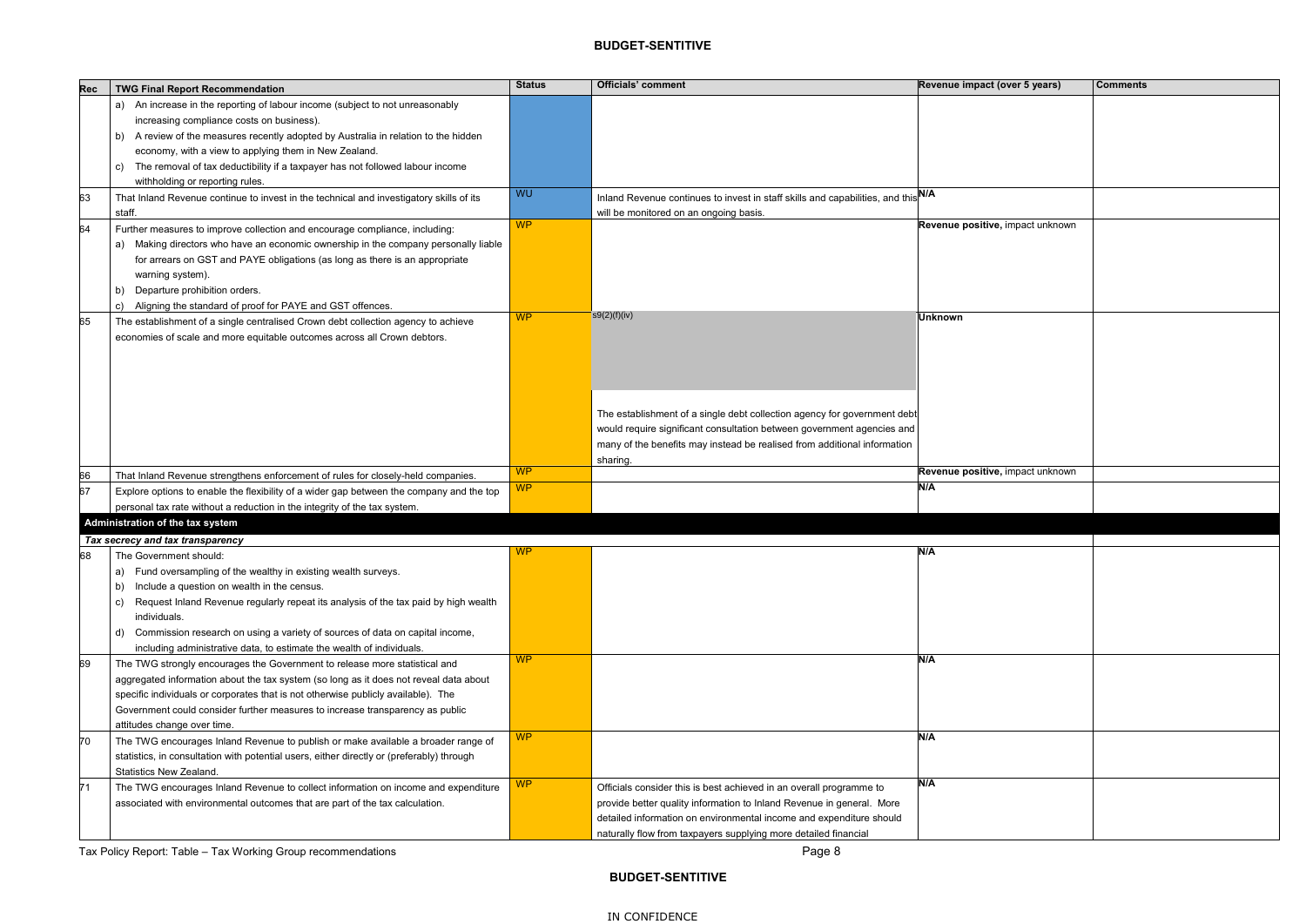**BUDGET-SENSITIVE**

| Rec | TWG Final Report Recommendation | Status | Officials' comment | Revenue impact (over 5 years) | Comments |
|---|---|---|---|---|---|
| | a) An increase in the reporting of labour income (subject to not unreasonably increasing compliance costs on business). b) A review of the measures recently adopted by Australia in relation to the hidden economy, with a view to applying them in New Zealand. c) The removal of tax deductibility if a taxpayer has not followed labour income withholding or reporting rules. | | | | |
| 63 | That Inland Revenue continue to invest in the technical and investigatory skills of its staff. | WU | Inland Revenue continues to invest in staff skills and capabilities, and this will be monitored on an ongoing basis. | N/A | |
| 64 | Further measures to improve collection and encourage compliance, including: a) Making directors who have an economic ownership in the company personally liable for arrears on GST and PAYE obligations (as long as there is an appropriate warning system). b) Departure prohibition orders. c) Aligning the standard of proof for PAYE and GST offences. | WP | | **Revenue positive,** impact unknown | |
| 65 | The establishment of a single centralised Crown debt collection agency to achieve economies of scale and more equitable outcomes across all Crown debtors. | WP | s9(2)(f)(iv) The establishment of a single debt collection agency for government debt would require significant consultation between government agencies and many of the benefits may instead be realised from additional information sharing. | **Unknown** | |
| 66 | That Inland Revenue strengthens enforcement of rules for closely-held companies. | WP | | **Revenue positive,** impact unknown | |
| 67 | Explore options to enable the flexibility of a wider gap between the company and the top personal tax rate without a reduction in the integrity of the tax system. | WP | | **N/A** | |
| **Administration of the tax system** | | | | | |
| ***Tax secrecy and tax transparency*** | | | | | |
| 68 | The Government should: a) Fund oversampling of the wealthy in existing wealth surveys. b) Include a question on wealth in the census. c) Request Inland Revenue regularly repeat its analysis of the tax paid by high wealth individuals. d) Commission research on using a variety of sources of data on capital income, including administrative data, to estimate the wealth of individuals. | WP | | **N/A** | |
| 69 | The TWG strongly encourages the Government to release more statistical and aggregated information about the tax system (so long as it does not reveal data about specific individuals or corporates that is not otherwise publicly available). The Government could consider further measures to increase transparency as public attitudes change over time. | WP | | **N/A** | |
| 70 | The TWG encourages Inland Revenue to publish or make available a broader range of statistics, in consultation with potential users, either directly or (preferably) through Statistics New Zealand. | WP | | **N/A** | |
| 71 | The TWG encourages Inland Revenue to collect information on income and expenditure associated with environmental outcomes that are part of the tax calculation. | WP | Officials consider this is best achieved in an overall programme to provide better quality information to Inland Revenue in general. More detailed information on environmental income and expenditure should naturally flow from taxpayers supplying more detailed financial | **N/A** | |

Tax Policy Report: Table – Tax Working Group recommendations

**BUDGET-SENSITIVE**

IN CONFIDENCE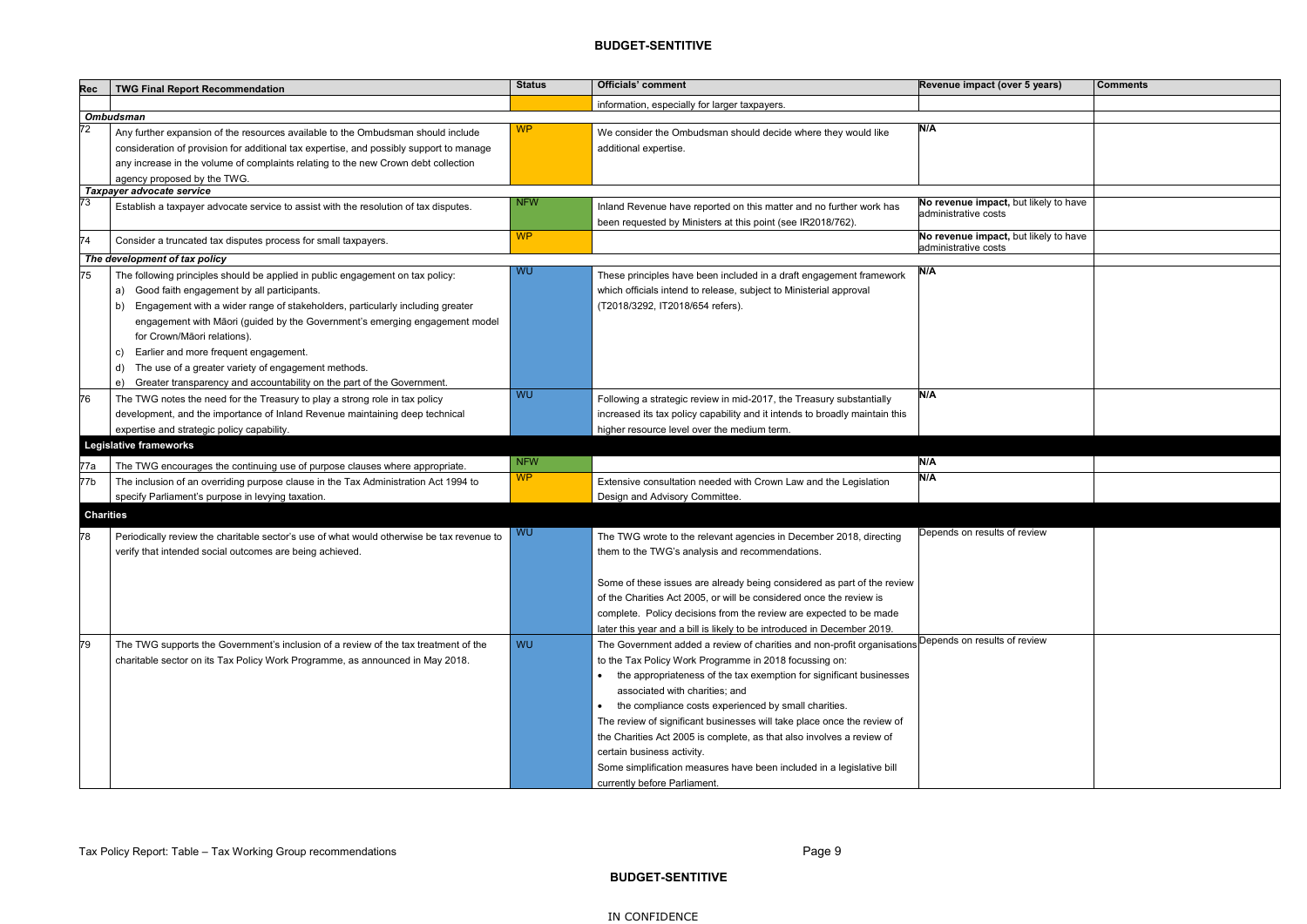| Rec | TWG Final Report Recommendation | Status | Officials' comment | Revenue impact (over 5 years) | Comments |
|---|---|---|---|---|---|
| | | | information, especially for larger taxpayers. | | |
| ***Ombudsman*** | | | | | |
| 72 | Any further expansion of the resources available to the Ombudsman should include consideration of provision for additional tax expertise, and possibly support to manage any increase in the volume of complaints relating to the new Crown debt collection agency proposed by the TWG. | WP | We consider the Ombudsman should decide where they would like additional expertise. | **N/A** | |
| ***Taxpayer advocate service*** | | | | | |
| 73 | Establish a taxpayer advocate service to assist with the resolution of tax disputes. | NFW | Inland Revenue have reported on this matter and no further work has been requested by Ministers at this point (see IR2018/762). | **No revenue impact,** but likely to have administrative costs | |
| 74 | Consider a truncated tax disputes process for small taxpayers. | WP | | **No revenue impact,** but likely to have administrative costs | |
| ***The development of tax policy*** | | | | | |
| 75 | The following principles should be applied in public engagement on tax policy:<br>a) Good faith engagement by all participants.<br>b) Engagement with a wider range of stakeholders, particularly including greater engagement with Māori (guided by the Government's emerging engagement model for Crown/Māori relations).<br>c) Earlier and more frequent engagement.<br>d) The use of a greater variety of engagement methods.<br>e) Greater transparency and accountability on the part of the Government. | WU | These principles have been included in a draft engagement framework which officials intend to release, subject to Ministerial approval (T2018/3292, IT2018/654 refers). | **N/A** | |
| 76 | The TWG notes the need for the Treasury to play a strong role in tax policy development, and the importance of Inland Revenue maintaining deep technical expertise and strategic policy capability. | WU | Following a strategic review in mid-2017, the Treasury substantially increased its tax policy capability and it intends to broadly maintain this higher resource level over the medium term. | **N/A** | |
| **Legislative frameworks** | | | | | |
| 77a | The TWG encourages the continuing use of purpose clauses where appropriate. | NFW | | **N/A** | |
| 77b | The inclusion of an overriding purpose clause in the Tax Administration Act 1994 to specify Parliament's purpose in levying taxation. | WP | Extensive consultation needed with Crown Law and the Legislation Design and Advisory Committee. | **N/A** | |
| **Charities** | | | | | |
| 78 | Periodically review the charitable sector's use of what would otherwise be tax revenue to verify that intended social outcomes are being achieved. | WU | The TWG wrote to the relevant agencies in December 2018, directing them to the TWG's analysis and recommendations.<br><br>Some of these issues are already being considered as part of the review of the Charities Act 2005, or will be considered once the review is complete. Policy decisions from the review are expected to be made later this year and a bill is likely to be introduced in December 2019. | Depends on results of review | |
| 79 | The TWG supports the Government's inclusion of a review of the tax treatment of the charitable sector on its Tax Policy Work Programme, as announced in May 2018. | WU | The Government added a review of charities and non-profit organisations to the Tax Policy Work Programme in 2018 focussing on:<br>• the appropriateness of the tax exemption for significant businesses associated with charities; and<br>• the compliance costs experienced by small charities.<br>The review of significant businesses will take place once the review of the Charities Act 2005 is complete, as that also involves a review of certain business activity.<br>Some simplification measures have been included in a legislative bill currently before Parliament. | Depends on results of review | |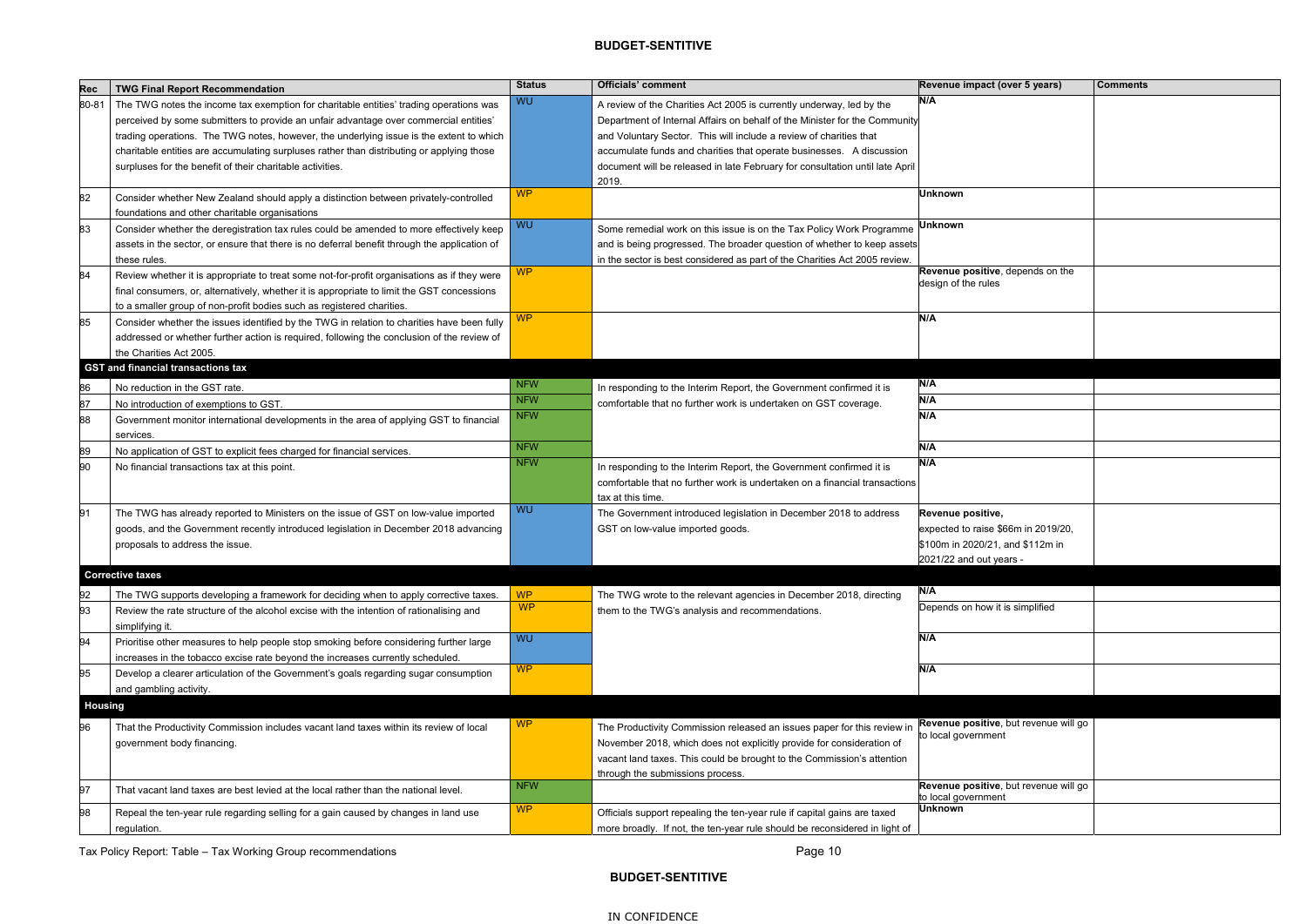| Rec | TWG Final Report Recommendation | Status | Officials' comment | Revenue impact (over 5 years) | Comments |
|---|---|---|---|---|---|
| 80-81 | The TWG notes the income tax exemption for charitable entities' trading operations was perceived by some submitters to provide an unfair advantage over commercial entities' trading operations. The TWG notes, however, the underlying issue is the extent to which charitable entities are accumulating surpluses rather than distributing or applying those surpluses for the benefit of their charitable activities. | WU | A review of the Charities Act 2005 is currently underway, led by the Department of Internal Affairs on behalf of the Minister for the Community and Voluntary Sector. This will include a review of charities that accumulate funds and charities that operate businesses. A discussion document will be released in late February for consultation until late April 2019. | N/A | |
| 82 | Consider whether New Zealand should apply a distinction between privately-controlled foundations and other charitable organisations | WP | | Unknown | |
| 83 | Consider whether the deregistration tax rules could be amended to more effectively keep assets in the sector, or ensure that there is no deferral benefit through the application of these rules. | WU | Some remedial work on this issue is on the Tax Policy Work Programme and is being progressed. The broader question of whether to keep assets in the sector is best considered as part of the Charities Act 2005 review. | Unknown | |
| 84 | Review whether it is appropriate to treat some not-for-profit organisations as if they were final consumers, or, alternatively, whether it is appropriate to limit the GST concessions to a smaller group of non-profit bodies such as registered charities. | WP | | **Revenue positive**, depends on the design of the rules | |
| 85 | Consider whether the issues identified by the TWG in relation to charities have been fully addressed or whether further action is required, following the conclusion of the review of the Charities Act 2005. | WP | | N/A | |
| **GST and financial transactions tax** | | | | | |
| 86 | No reduction in the GST rate. | NFW | In responding to the Interim Report, the Government confirmed it is comfortable that no further work is undertaken on GST coverage. | N/A | |
| 87 | No introduction of exemptions to GST. | NFW | | N/A | |
| 88 | Government monitor international developments in the area of applying GST to financial services. | NFW | | N/A | |
| 89 | No application of GST to explicit fees charged for financial services. | NFW | | N/A | |
| 90 | No financial transactions tax at this point. | NFW | In responding to the Interim Report, the Government confirmed it is comfortable that no further work is undertaken on a financial transactions tax at this time. | N/A | |
| 91 | The TWG has already reported to Ministers on the issue of GST on low-value imported goods, and the Government recently introduced legislation in December 2018 advancing proposals to address the issue. | WU | The Government introduced legislation in December 2018 to address GST on low-value imported goods. | **Revenue positive,** expected to raise $66m in 2019/20, $100m in 2020/21, and $112m in 2021/22 and out years - | |
| **Corrective taxes** | | | | | |
| 92 | The TWG supports developing a framework for deciding when to apply corrective taxes. | WP | The TWG wrote to the relevant agencies in December 2018, directing them to the TWG's analysis and recommendations. | N/A | |
| 93 | Review the rate structure of the alcohol excise with the intention of rationalising and simplifying it. | WP | | Depends on how it is simplified | |
| 94 | Prioritise other measures to help people stop smoking before considering further large increases in the tobacco excise rate beyond the increases currently scheduled. | WU | | N/A | |
| 95 | Develop a clearer articulation of the Government's goals regarding sugar consumption and gambling activity. | WP | | N/A | |
| **Housing** | | | | | |
| 96 | That the Productivity Commission includes vacant land taxes within its review of local government body financing. | WP | The Productivity Commission released an issues paper for this review in November 2018, which does not explicitly provide for consideration of vacant land taxes. This could be brought to the Commission's attention through the submissions process. | **Revenue positive**, but revenue will go to local government | |
| 97 | That vacant land taxes are best levied at the local rather than the national level. | NFW | | **Revenue positive**, but revenue will go to local government | |
| 98 | Repeal the ten-year rule regarding selling for a gain caused by changes in land use regulation. | WP | Officials support repealing the ten-year rule if capital gains are taxed more broadly. If not, the ten-year rule should be reconsidered in light of | Unknown | |

Tax Policy Report: Table – Tax Working Group recommendations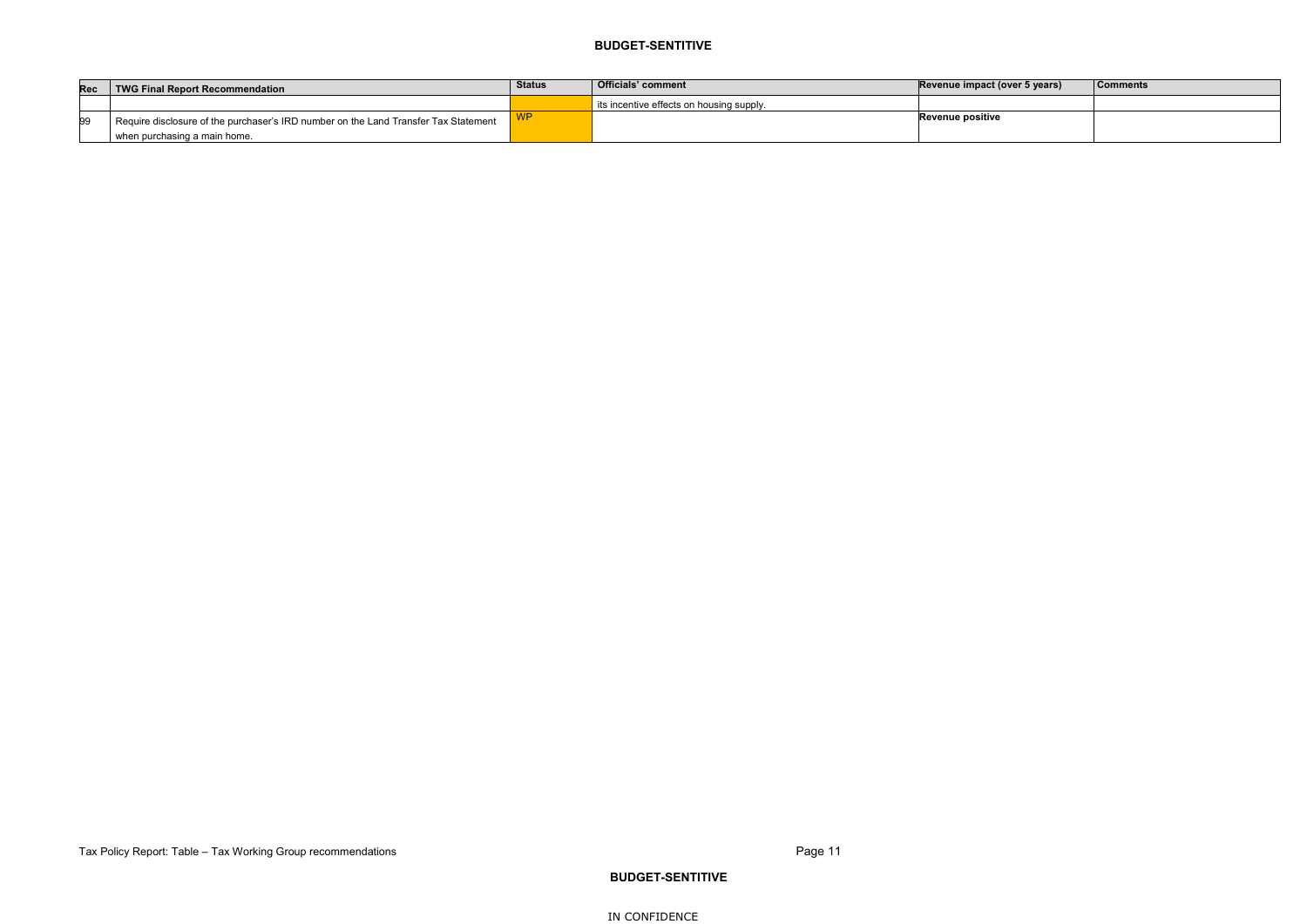**BUDGET-SENTITIVE**

| Rec | TWG Final Report Recommendation | Status | Officials' comment | Revenue impact (over 5 years) | Comments |
|---|---|---|---|---|---|
| | | | its incentive effects on housing supply. | | |
| 99 | Require disclosure of the purchaser's IRD number on the Land Transfer Tax Statement when purchasing a main home. | WP | | **Revenue positive** | |

Tax Policy Report: Table – Tax Working Group recommendations

**BUDGET-SENTITIVE**

IN CONFIDENCE